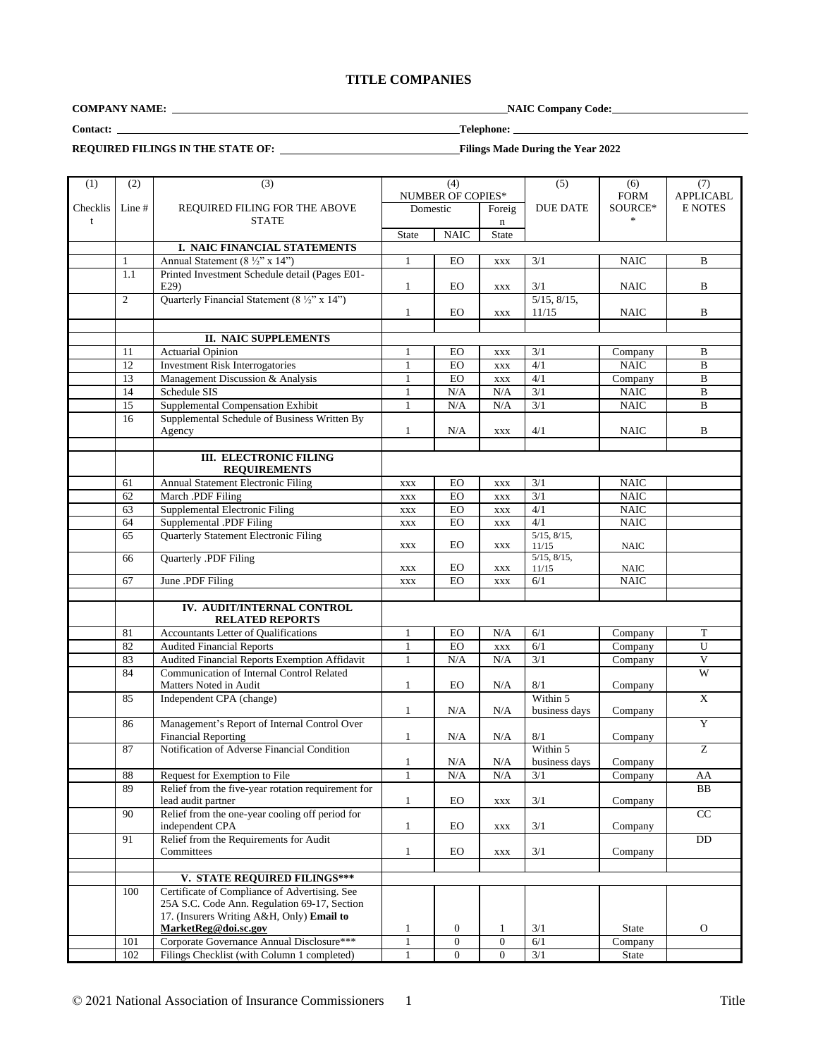# TITLE COMPANIES

**COMPANY NAME:** ______________________ **NAIC Company Code:** ____________

**Contact:** ______________________ **Telephone:** ____________

**REQUIRED FILINGS IN THE STATE OF:** ______________ **Filings Made During the Year 2022**

| (1) | (2) | (3) | (4) | | | (5) | (6) | (7) |
|---|---|---|---|---|---|---|---|---|
| Checklist | Line # | REQUIRED FILING FOR THE ABOVE STATE | NUMBER OF COPIES* | | | DUE DATE | FORM SOURCE** | APPLICABLE NOTES |
| | | | Domestic | | Foreign | | | |
| | | | State | NAIC | State | | | |
| | | **I. NAIC FINANCIAL STATEMENTS** | | | | | | |
| | 1 | Annual Statement (8 ½" x 14") | 1 | EO | xxx | 3/1 | NAIC | B |
| | 1.1 | Printed Investment Schedule detail (Pages E01-E29) | 1 | EO | xxx | 3/1 | NAIC | B |
| | 2 | Quarterly Financial Statement (8 ½" x 14") | 1 | EO | xxx | 5/15, 8/15, 11/15 | NAIC | B |
| | | | | | | | | |
| | | **II. NAIC SUPPLEMENTS** | | | | | | |
| | 11 | Actuarial Opinion | 1 | EO | xxx | 3/1 | Company | B |
| | 12 | Investment Risk Interrogatories | 1 | EO | xxx | 4/1 | NAIC | B |
| | 13 | Management Discussion & Analysis | 1 | EO | xxx | 4/1 | Company | B |
| | 14 | Schedule SIS | 1 | N/A | N/A | 3/1 | NAIC | B |
| | 15 | Supplemental Compensation Exhibit | 1 | N/A | N/A | 3/1 | NAIC | B |
| | 16 | Supplemental Schedule of Business Written By Agency | 1 | N/A | xxx | 4/1 | NAIC | B |
| | | | | | | | | |
| | | **III. ELECTRONIC FILING REQUIREMENTS** | | | | | | |
| | 61 | Annual Statement Electronic Filing | xxx | EO | xxx | 3/1 | NAIC | |
| | 62 | March .PDF Filing | xxx | EO | xxx | 3/1 | NAIC | |
| | 63 | Supplemental Electronic Filing | xxx | EO | xxx | 4/1 | NAIC | |
| | 64 | Supplemental .PDF Filing | xxx | EO | xxx | 4/1 | NAIC | |
| | 65 | Quarterly Statement Electronic Filing | xxx | EO | xxx | 5/15, 8/15, 11/15 | NAIC | |
| | 66 | Quarterly .PDF Filing | xxx | EO | xxx | 5/15, 8/15, 11/15 | NAIC | |
| | 67 | June .PDF Filing | xxx | EO | xxx | 6/1 | NAIC | |
| | | | | | | | | |
| | | **IV. AUDIT/INTERNAL CONTROL RELATED REPORTS** | | | | | | |
| | 81 | Accountants Letter of Qualifications | 1 | EO | N/A | 6/1 | Company | T |
| | 82 | Audited Financial Reports | 1 | EO | xxx | 6/1 | Company | U |
| | 83 | Audited Financial Reports Exemption Affidavit | 1 | N/A | N/A | 3/1 | Company | V |
| | 84 | Communication of Internal Control Related Matters Noted in Audit | 1 | EO | N/A | 8/1 | Company | W |
| | 85 | Independent CPA (change) | 1 | N/A | N/A | Within 5 business days | Company | X |
| | 86 | Management's Report of Internal Control Over Financial Reporting | 1 | N/A | N/A | 8/1 | Company | Y |
| | 87 | Notification of Adverse Financial Condition | 1 | N/A | N/A | Within 5 business days | Company | Z |
| | 88 | Request for Exemption to File | 1 | N/A | N/A | 3/1 | Company | AA |
| | 89 | Relief from the five-year rotation requirement for lead audit partner | 1 | EO | xxx | 3/1 | Company | BB |
| | 90 | Relief from the one-year cooling off period for independent CPA | 1 | EO | xxx | 3/1 | Company | CC |
| | 91 | Relief from the Requirements for Audit Committees | 1 | EO | xxx | 3/1 | Company | DD |
| | | | | | | | | |
| | | **V. STATE REQUIRED FILINGS*** ** | | | | | | |
| | 100 | Certificate of Compliance of Advertising. See 25A S.C. Code Ann. Regulation 69-17, Section 17. (Insurers Writing A&H, Only) **Email to MarketReg@doi.sc.gov** | 1 | 0 | 1 | 3/1 | State | O |
| | 101 | Corporate Governance Annual Disclosure*** | 1 | 0 | 0 | 6/1 | Company | |
| | 102 | Filings Checklist (with Column 1 completed) | 1 | 0 | 0 | 3/1 | State | |

© 2021 National Association of Insurance Commissioners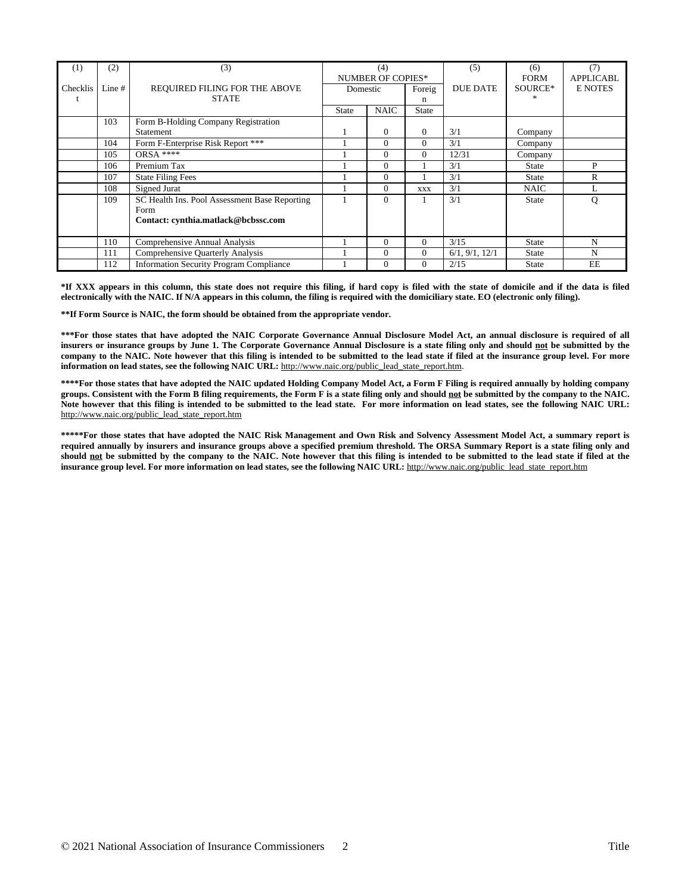| (1) | (2) | (3) | (4) | | | (5) | (6) | (7) |
|---|---|---|---|---|---|---|---|---|
| Checklist | Line # | REQUIRED FILING FOR THE ABOVE STATE | NUMBER OF COPIES* | | | DUE DATE | FORM SOURCE** | APPLICABLE NOTES |
| | | | Domestic | | Foreign | | | |
| | | | State | NAIC | State | | | |
| | 103 | Form B-Holding Company Registration Statement | 1 | 0 | 0 | 3/1 | Company | |
| | 104 | Form F-Enterprise Risk Report *** | 1 | 0 | 0 | 3/1 | Company | |
| | 105 | ORSA **** | 1 | 0 | 0 | 12/31 | Company | |
| | 106 | Premium Tax | 1 | 0 | 1 | 3/1 | State | P |
| | 107 | State Filing Fees | 1 | 0 | 1 | 3/1 | State | R |
| | 108 | Signed Jurat | 1 | 0 | XXX | 3/1 | NAIC | L |
| | 109 | SC Health Ins. Pool Assessment Base Reporting Form **Contact: cynthia.matlack@bcbssc.com** | 1 | 0 | 1 | 3/1 | State | Q |
| | 110 | Comprehensive Annual Analysis | 1 | 0 | 0 | 3/15 | State | N |
| | 111 | Comprehensive Quarterly Analysis | 1 | 0 | 0 | 6/1, 9/1, 12/1 | State | N |
| | 112 | Information Security Program Compliance | 1 | 0 | 0 | 2/15 | State | EE |

**\*If XXX appears in this column, this state does not require this filing, if hard copy is filed with the state of domicile and if the data is filed electronically with the NAIC. If N/A appears in this column, the filing is required with the domiciliary state. EO (electronic only filing).**

**\*\*If Form Source is NAIC, the form should be obtained from the appropriate vendor.**

**\*\*\*For those states that have adopted the NAIC Corporate Governance Annual Disclosure Model Act, an annual disclosure is required of all insurers or insurance groups by June 1. The Corporate Governance Annual Disclosure is a state filing only and should not be submitted by the company to the NAIC. Note however that this filing is intended to be submitted to the lead state if filed at the insurance group level. For more information on lead states, see the following NAIC URL:** http://www.naic.org/public_lead_state_report.htm.

**\*\*\*\*For those states that have adopted the NAIC updated Holding Company Model Act, a Form F Filing is required annually by holding company groups. Consistent with the Form B filing requirements, the Form F is a state filing only and should not be submitted by the company to the NAIC. Note however that this filing is intended to be submitted to the lead state. For more information on lead states, see the following NAIC URL:** http://www.naic.org/public_lead_state_report.htm

**\*\*\*\*\*For those states that have adopted the NAIC Risk Management and Own Risk and Solvency Assessment Model Act, a summary report is required annually by insurers and insurance groups above a specified premium threshold. The ORSA Summary Report is a state filing only and should not be submitted by the company to the NAIC. Note however that this filing is intended to be submitted to the lead state if filed at the insurance group level. For more information on lead states, see the following NAIC URL:** http://www.naic.org/public_lead_state_report.htm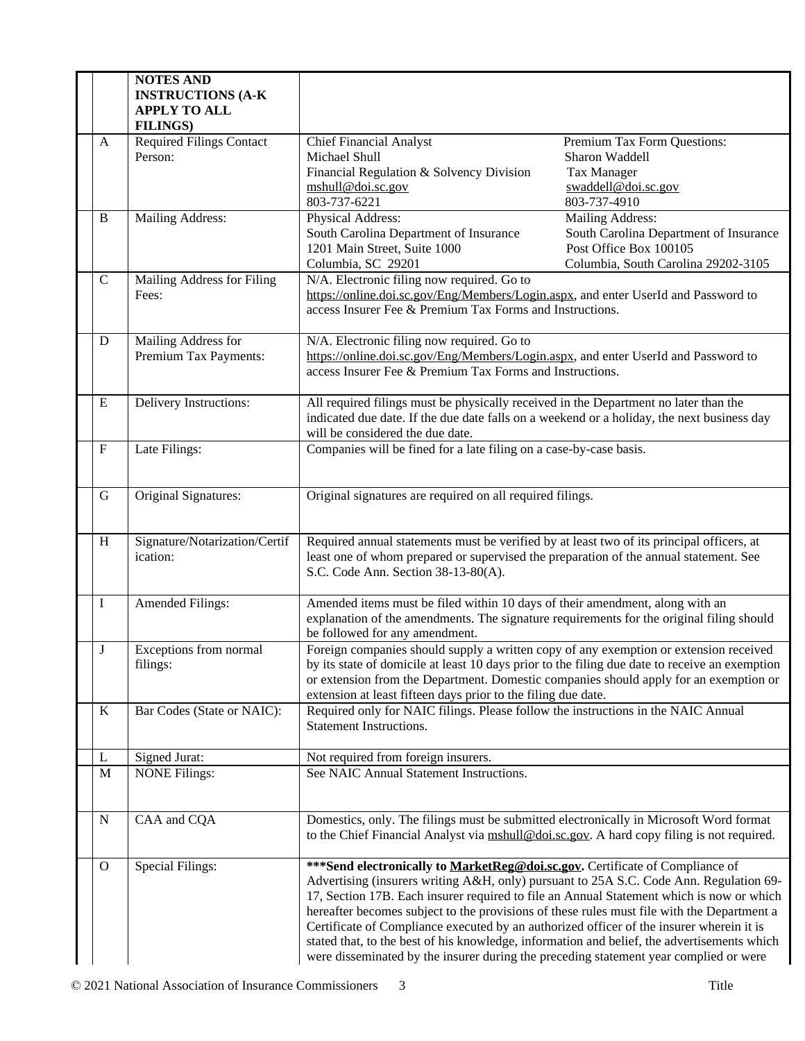|  | NOTES AND INSTRUCTIONS (A-K APPLY TO ALL FILINGS) |  |
|---|---|---|
| A | Required Filings Contact Person: | Chief Financial Analyst<br>Michael Shull<br>Financial Regulation & Solvency Division<br>mshull@doi.sc.gov<br>803-737-6221<br><br>Premium Tax Form Questions:<br>Sharon Waddell<br>Tax Manager<br>swaddell@doi.sc.gov<br>803-737-4910 |
| B | Mailing Address: | Physical Address:<br>South Carolina Department of Insurance<br>1201 Main Street, Suite 1000<br>Columbia, SC 29201<br><br>Mailing Address:<br>South Carolina Department of Insurance<br>Post Office Box 100105<br>Columbia, South Carolina 29202-3105 |
| C | Mailing Address for Filing Fees: | N/A. Electronic filing now required. Go to https://online.doi.sc.gov/Eng/Members/Login.aspx, and enter UserId and Password to access Insurer Fee & Premium Tax Forms and Instructions. |
| D | Mailing Address for Premium Tax Payments: | N/A. Electronic filing now required. Go to https://online.doi.sc.gov/Eng/Members/Login.aspx, and enter UserId and Password to access Insurer Fee & Premium Tax Forms and Instructions. |
| E | Delivery Instructions: | All required filings must be physically received in the Department no later than the indicated due date. If the due date falls on a weekend or a holiday, the next business day will be considered the due date. |
| F | Late Filings: | Companies will be fined for a late filing on a case-by-case basis. |
| G | Original Signatures: | Original signatures are required on all required filings. |
| H | Signature/Notarization/Certification: | Required annual statements must be verified by at least two of its principal officers, at least one of whom prepared or supervised the preparation of the annual statement. See S.C. Code Ann. Section 38-13-80(A). |
| I | Amended Filings: | Amended items must be filed within 10 days of their amendment, along with an explanation of the amendments. The signature requirements for the original filing should be followed for any amendment. |
| J | Exceptions from normal filings: | Foreign companies should supply a written copy of any exemption or extension received by its state of domicile at least 10 days prior to the filing due date to receive an exemption or extension from the Department. Domestic companies should apply for an exemption or extension at least fifteen days prior to the filing due date. |
| K | Bar Codes (State or NAIC): | Required only for NAIC filings. Please follow the instructions in the NAIC Annual Statement Instructions. |
| L | Signed Jurat: | Not required from foreign insurers. |
| M | NONE Filings: | See NAIC Annual Statement Instructions. |
| N | CAA and CQA | Domestics, only. The filings must be submitted electronically in Microsoft Word format to the Chief Financial Analyst via mshull@doi.sc.gov. A hard copy filing is not required. |
| O | Special Filings: | **\*\*\*Send electronically to MarketReg@doi.sc.gov.** Certificate of Compliance of Advertising (insurers writing A&H, only) pursuant to 25A S.C. Code Ann. Regulation 69-17, Section 17B. Each insurer required to file an Annual Statement which is now or which hereafter becomes subject to the provisions of these rules must file with the Department a Certificate of Compliance executed by an authorized officer of the insurer wherein it is stated that, to the best of his knowledge, information and belief, the advertisements which were disseminated by the insurer during the preceding statement year complied or were |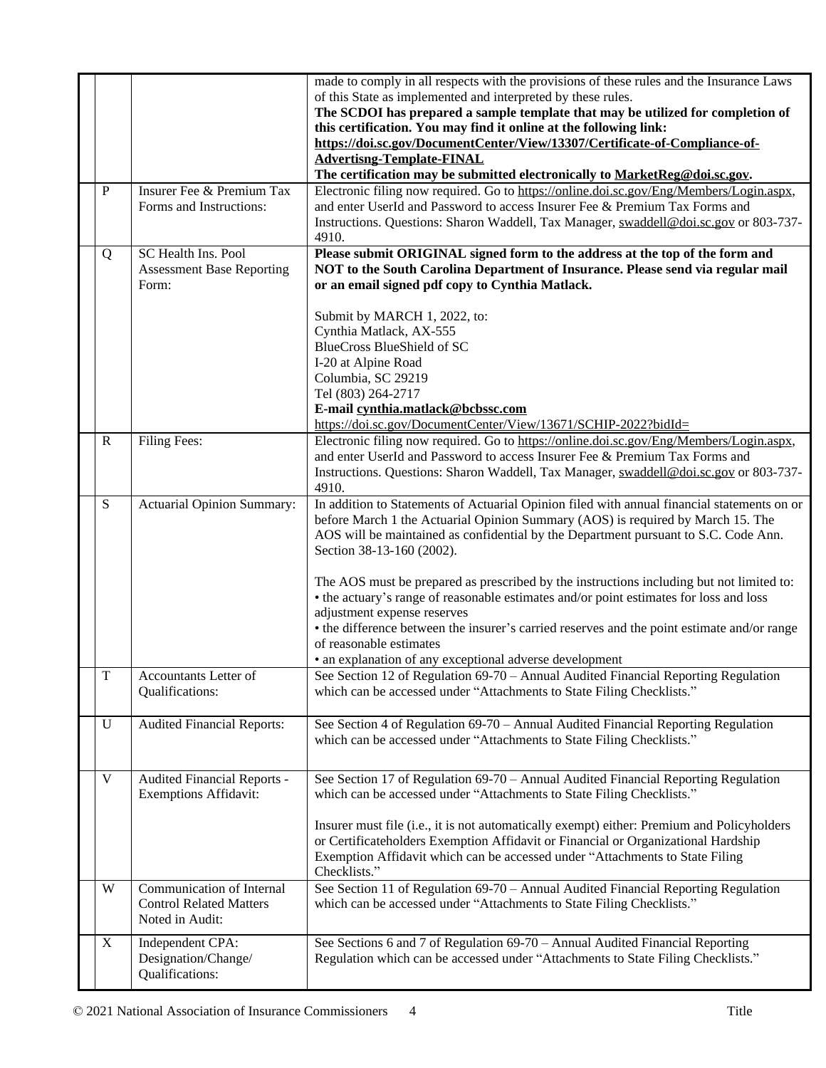| | | | |
|---|---|---|---|
| | | | made to comply in all respects with the provisions of these rules and the Insurance Laws of this State as implemented and interpreted by these rules. **The SCDOI has prepared a sample template that may be utilized for completion of this certification. You may find it online at the following link: https://doi.sc.gov/DocumentCenter/View/13307/Certificate-of-Compliance-of-Advertisng-Template-FINAL** **The certification may be submitted electronically to MarketReg@doi.sc.gov.** |
| | P | Insurer Fee & Premium Tax Forms and Instructions: | Electronic filing now required. Go to https://online.doi.sc.gov/Eng/Members/Login.aspx, and enter UserId and Password to access Insurer Fee & Premium Tax Forms and Instructions. Questions: Sharon Waddell, Tax Manager, swaddell@doi.sc.gov or 803-737-4910. |
| | Q | SC Health Ins. Pool Assessment Base Reporting Form: | **Please submit ORIGINAL signed form to the address at the top of the form and NOT to the South Carolina Department of Insurance. Please send via regular mail or an email signed pdf copy to Cynthia Matlack.**<br><br>Submit by MARCH 1, 2022, to:<br>Cynthia Matlack, AX-555<br>BlueCross BlueShield of SC<br>I-20 at Alpine Road<br>Columbia, SC 29219<br>Tel (803) 264-2717<br>**E-mail cynthia.matlack@bcbssc.com**<br>https://doi.sc.gov/DocumentCenter/View/13671/SCHIP-2022?bidId= |
| | R | Filing Fees: | Electronic filing now required. Go to https://online.doi.sc.gov/Eng/Members/Login.aspx, and enter UserId and Password to access Insurer Fee & Premium Tax Forms and Instructions. Questions: Sharon Waddell, Tax Manager, swaddell@doi.sc.gov or 803-737-4910. |
| | S | Actuarial Opinion Summary: | In addition to Statements of Actuarial Opinion filed with annual financial statements on or before March 1 the Actuarial Opinion Summary (AOS) is required by March 15. The AOS will be maintained as confidential by the Department pursuant to S.C. Code Ann. Section 38-13-160 (2002).<br><br>The AOS must be prepared as prescribed by the instructions including but not limited to:<br>• the actuary's range of reasonable estimates and/or point estimates for loss and loss adjustment expense reserves<br>• the difference between the insurer's carried reserves and the point estimate and/or range of reasonable estimates<br>• an explanation of any exceptional adverse development |
| | T | Accountants Letter of Qualifications: | See Section 12 of Regulation 69-70 – Annual Audited Financial Reporting Regulation which can be accessed under "Attachments to State Filing Checklists." |
| | U | Audited Financial Reports: | See Section 4 of Regulation 69-70 – Annual Audited Financial Reporting Regulation which can be accessed under "Attachments to State Filing Checklists." |
| | V | Audited Financial Reports - Exemptions Affidavit: | See Section 17 of Regulation 69-70 – Annual Audited Financial Reporting Regulation which can be accessed under "Attachments to State Filing Checklists."<br><br>Insurer must file (i.e., it is not automatically exempt) either: Premium and Policyholders or Certificateholders Exemption Affidavit or Financial or Organizational Hardship Exemption Affidavit which can be accessed under "Attachments to State Filing Checklists." |
| | W | Communication of Internal Control Related Matters Noted in Audit: | See Section 11 of Regulation 69-70 – Annual Audited Financial Reporting Regulation which can be accessed under "Attachments to State Filing Checklists." |
| | X | Independent CPA: Designation/Change/ Qualifications: | See Sections 6 and 7 of Regulation 69-70 – Annual Audited Financial Reporting Regulation which can be accessed under "Attachments to State Filing Checklists." |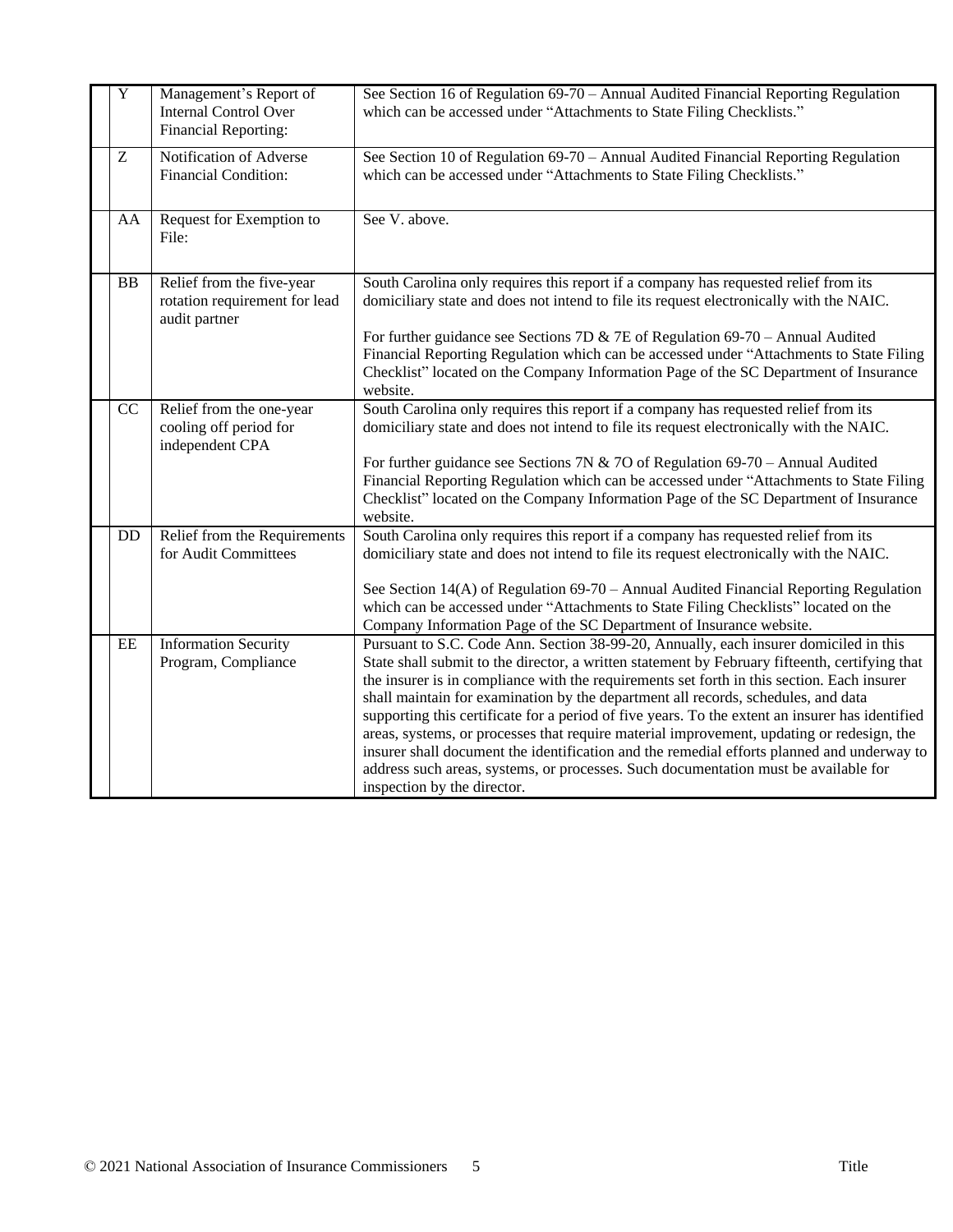| | | | |
|---|---|---|---|
| | Y | Management's Report of Internal Control Over Financial Reporting: | See Section 16 of Regulation 69-70 – Annual Audited Financial Reporting Regulation which can be accessed under "Attachments to State Filing Checklists." |
| | Z | Notification of Adverse Financial Condition: | See Section 10 of Regulation 69-70 – Annual Audited Financial Reporting Regulation which can be accessed under "Attachments to State Filing Checklists." |
| | AA | Request for Exemption to File: | See V. above. |
| | BB | Relief from the five-year rotation requirement for lead audit partner | South Carolina only requires this report if a company has requested relief from its domiciliary state and does not intend to file its request electronically with the NAIC.<br><br>For further guidance see Sections 7D & 7E of Regulation 69-70 – Annual Audited Financial Reporting Regulation which can be accessed under "Attachments to State Filing Checklist" located on the Company Information Page of the SC Department of Insurance website. |
| | CC | Relief from the one-year cooling off period for independent CPA | South Carolina only requires this report if a company has requested relief from its domiciliary state and does not intend to file its request electronically with the NAIC.<br><br>For further guidance see Sections 7N & 7O of Regulation 69-70 – Annual Audited Financial Reporting Regulation which can be accessed under "Attachments to State Filing Checklist" located on the Company Information Page of the SC Department of Insurance website. |
| | DD | Relief from the Requirements for Audit Committees | South Carolina only requires this report if a company has requested relief from its domiciliary state and does not intend to file its request electronically with the NAIC.<br><br>See Section 14(A) of Regulation 69-70 – Annual Audited Financial Reporting Regulation which can be accessed under "Attachments to State Filing Checklists" located on the Company Information Page of the SC Department of Insurance website. |
| | EE | Information Security Program, Compliance | Pursuant to S.C. Code Ann. Section 38-99-20, Annually, each insurer domiciled in this State shall submit to the director, a written statement by February fifteenth, certifying that the insurer is in compliance with the requirements set forth in this section. Each insurer shall maintain for examination by the department all records, schedules, and data supporting this certificate for a period of five years. To the extent an insurer has identified areas, systems, or processes that require material improvement, updating or redesign, the insurer shall document the identification and the remedial efforts planned and underway to address such areas, systems, or processes. Such documentation must be available for inspection by the director. |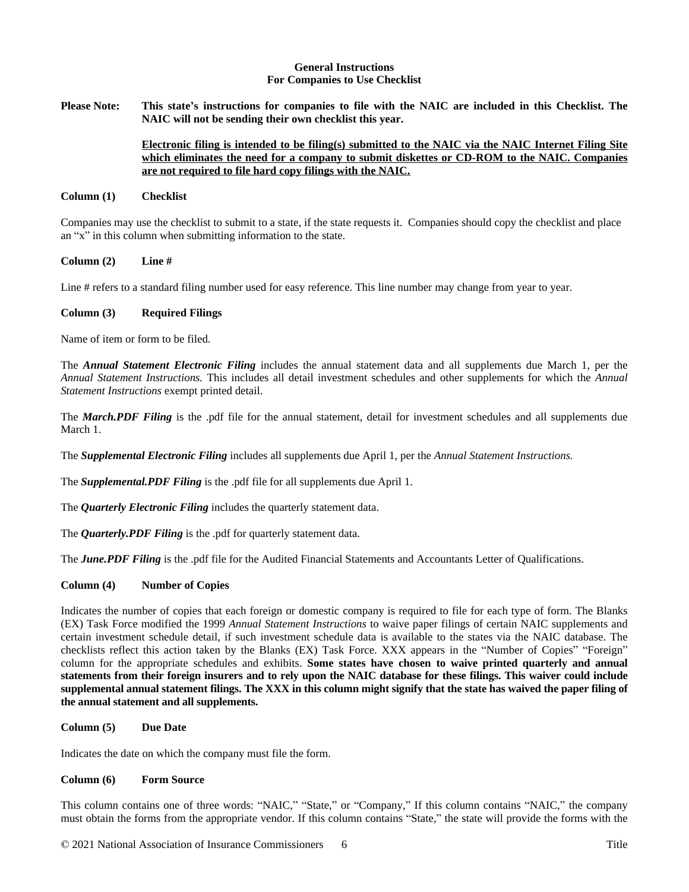**General Instructions**
**For Companies to Use Checklist**

**Please Note:** **This state's instructions for companies to file with the NAIC are included in this Checklist. The NAIC will not be sending their own checklist this year.**

**<u>Electronic filing is intended to be filing(s) submitted to the NAIC via the NAIC Internet Filing Site which eliminates the need for a company to submit diskettes or CD-ROM to the NAIC. Companies are not required to file hard copy filings with the NAIC.</u>**

**Column (1) Checklist**

Companies may use the checklist to submit to a state, if the state requests it. Companies should copy the checklist and place an "x" in this column when submitting information to the state.

**Column (2) Line #**

Line # refers to a standard filing number used for easy reference. This line number may change from year to year.

**Column (3) Required Filings**

Name of item or form to be filed.

The ***Annual Statement Electronic Filing*** includes the annual statement data and all supplements due March 1, per the *Annual Statement Instructions.* This includes all detail investment schedules and other supplements for which the *Annual Statement Instructions* exempt printed detail.

The ***March.PDF Filing*** is the .pdf file for the annual statement, detail for investment schedules and all supplements due March 1.

The ***Supplemental Electronic Filing*** includes all supplements due April 1, per the *Annual Statement Instructions.*

The ***Supplemental.PDF Filing*** is the .pdf file for all supplements due April 1.

The ***Quarterly Electronic Filing*** includes the quarterly statement data.

The ***Quarterly.PDF Filing*** is the .pdf for quarterly statement data.

The ***June.PDF Filing*** is the .pdf file for the Audited Financial Statements and Accountants Letter of Qualifications.

**Column (4) Number of Copies**

Indicates the number of copies that each foreign or domestic company is required to file for each type of form. The Blanks (EX) Task Force modified the 1999 *Annual Statement Instructions* to waive paper filings of certain NAIC supplements and certain investment schedule detail, if such investment schedule data is available to the states via the NAIC database. The checklists reflect this action taken by the Blanks (EX) Task Force. XXX appears in the "Number of Copies" "Foreign" column for the appropriate schedules and exhibits. **Some states have chosen to waive printed quarterly and annual statements from their foreign insurers and to rely upon the NAIC database for these filings. This waiver could include supplemental annual statement filings. The XXX in this column might signify that the state has waived the paper filing of the annual statement and all supplements.**

**Column (5) Due Date**

Indicates the date on which the company must file the form.

**Column (6) Form Source**

This column contains one of three words: "NAIC," "State," or "Company," If this column contains "NAIC," the company must obtain the forms from the appropriate vendor. If this column contains "State," the state will provide the forms with the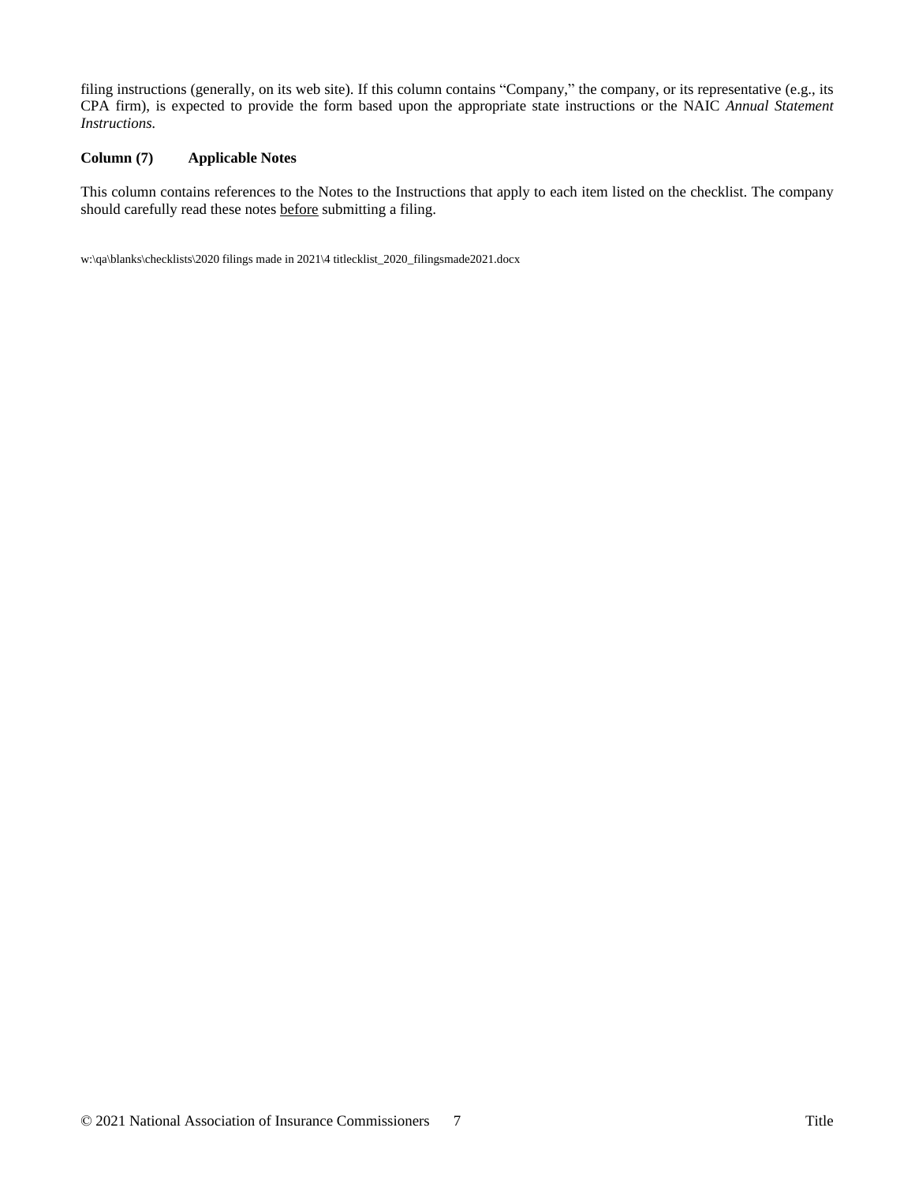filing instructions (generally, on its web site). If this column contains "Company," the company, or its representative (e.g., its CPA firm), is expected to provide the form based upon the appropriate state instructions or the NAIC *Annual Statement Instructions*.

**Column (7) Applicable Notes**

This column contains references to the Notes to the Instructions that apply to each item listed on the checklist. The company should carefully read these notes before submitting a filing.

w:\qa\blanks\checklists\2020 filings made in 2021\4 titlecklist_2020_filingsmade2021.docx